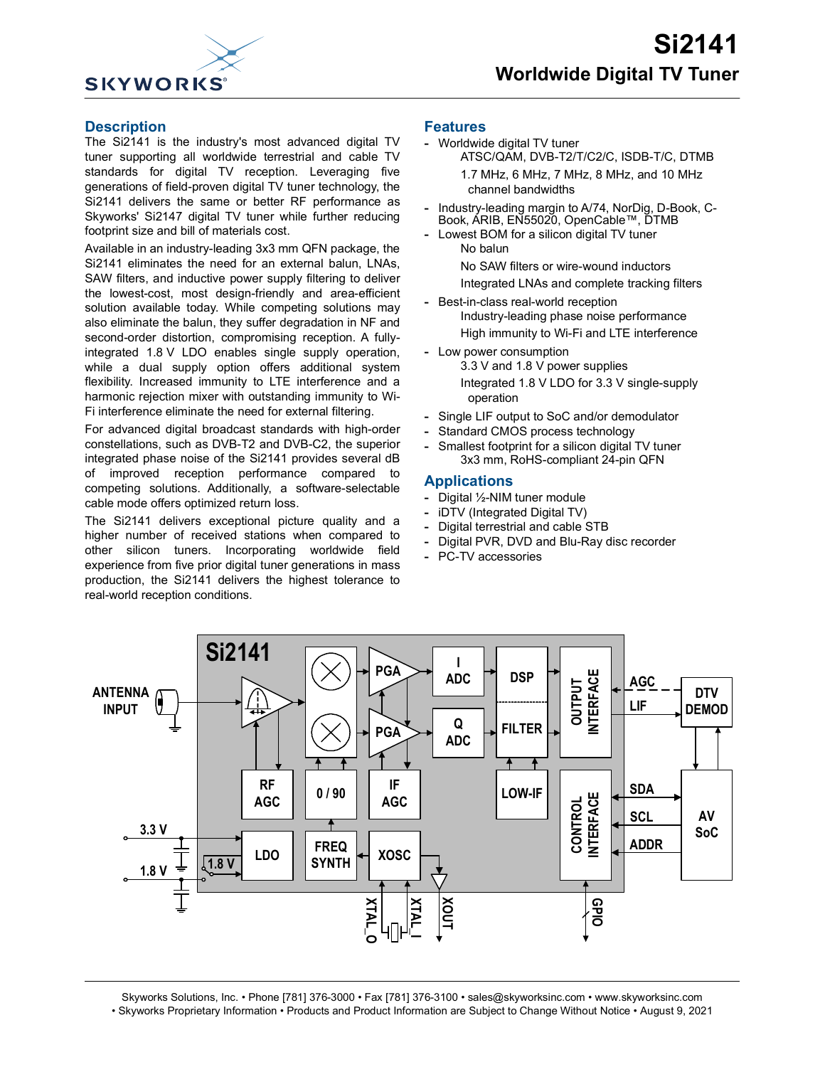# Si2141

## Worldwide Digital TV Tuner

## Description

The Si2141 is the industry's most advanced digital TV tuner supporting all worldwide terrestrial and cable TV standards for digital TV reception. Leveraging five generations of field-proven digital TV tuner technology, the Si2141 delivers the same or better RF performance as Skyworks' Si2147 digital TV tuner while further reducing footprint size and bill of materials cost.

Available in an industry-leading 3x3 mm QFN package, the Si2141 eliminates the need for an external balun, LNAs, SAW filters, and inductive power supply filtering to deliver the lowest-cost, most design-friendly and area-efficient solution available today. While competing solutions may also eliminate the balun, they suffer degradation in NF and second-order distortion, compromising reception. A fully-integrated 1.8 V LDO enables single supply operation, while a dual supply option offers additional system flexibility. Increased immunity to LTE interference and a harmonic rejection mixer with outstanding immunity to Wi-Fi interference eliminate the need for external filtering.

For advanced digital broadcast standards with high-order constellations, such as DVB-T2 and DVB-C2, the superior integrated phase noise of the Si2141 provides several dB of improved reception performance compared to competing solutions. Additionally, a software-selectable cable mode offers optimized return loss.

The Si2141 delivers exceptional picture quality and a higher number of received stations when compared to other silicon tuners. Incorporating worldwide field experience from five prior digital tuner generations in mass production, the Si2141 delivers the highest tolerance to real-world reception conditions.

## Features

- Worldwide digital TV tuner
  - ATSC/QAM, DVB-T2/T/C2/C, ISDB-T/C, DTMB
  - 1.7 MHz, 6 MHz, 7 MHz, 8 MHz, and 10 MHz channel bandwidths
- Industry-leading margin to A/74, NorDig, D-Book, C-Book, ARIB, EN55020, OpenCable™, DTMB
- Lowest BOM for a silicon digital TV tuner
  - No balun
  - No SAW filters or wire-wound inductors
  - Integrated LNAs and complete tracking filters
- Best-in-class real-world reception
  - Industry-leading phase noise performance
  - High immunity to Wi-Fi and LTE interference
- Low power consumption
  - 3.3 V and 1.8 V power supplies
  - Integrated 1.8 V LDO for 3.3 V single-supply operation
- Single LIF output to SoC and/or demodulator
- Standard CMOS process technology
- Smallest footprint for a silicon digital TV tuner
  - 3x3 mm, RoHS-compliant 24-pin QFN

## Applications

- Digital ½-NIM tuner module
- iDTV (Integrated Digital TV)
- Digital terrestrial and cable STB
- Digital PVR, DVD and Blu-Ray disc recorder
- PC-TV accessories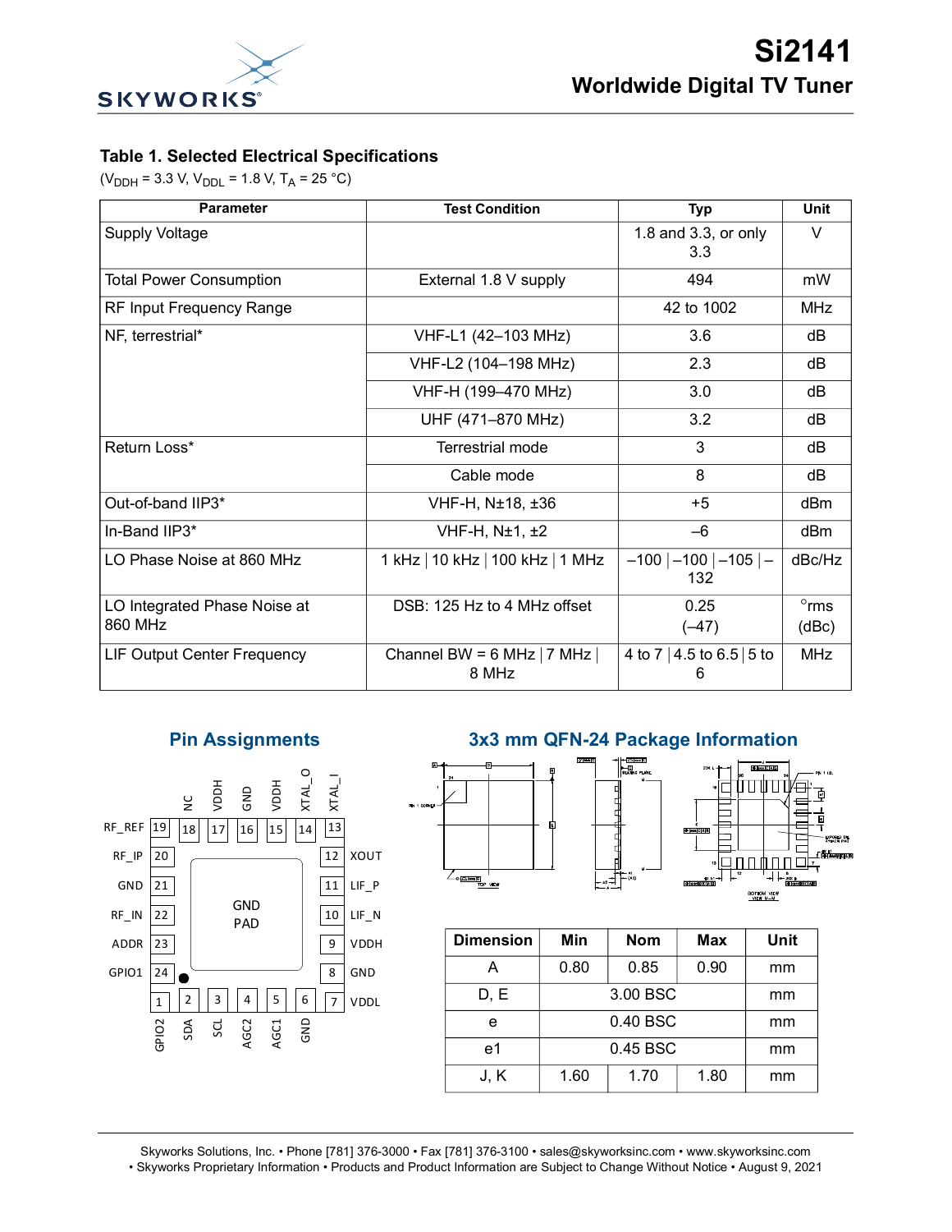## Table 1. Selected Electrical Specifications

($V_{DDH}$ = 3.3 V, $V_{DDL}$ = 1.8 V, $T_A$ = 25 °C)

| Parameter | Test Condition | Typ | Unit |
|---|---|---|---|
| Supply Voltage | | 1.8 and 3.3, or only 3.3 | V |
| Total Power Consumption | External 1.8 V supply | 494 | mW |
| RF Input Frequency Range | | 42 to 1002 | MHz |
| NF, terrestrial* | VHF-L1 (42–103 MHz) | 3.6 | dB |
| | VHF-L2 (104–198 MHz) | 2.3 | dB |
| | VHF-H (199–470 MHz) | 3.0 | dB |
| | UHF (471–870 MHz) | 3.2 | dB |
| Return Loss* | Terrestrial mode | 3 | dB |
| | Cable mode | 8 | dB |
| Out-of-band IIP3* | VHF-H, N±18, ±36 | +5 | dBm |
| In-Band IIP3* | VHF-H, N±1, ±2 | –6 | dBm |
| LO Phase Noise at 860 MHz | 1 kHz \| 10 kHz \| 100 kHz \| 1 MHz | –100 \| –100 \| –105 \| –132 | dBc/Hz |
| LO Integrated Phase Noise at 860 MHz | DSB: 125 Hz to 4 MHz offset | 0.25 (–47) | °rms (dBc) |
| LIF Output Center Frequency | Channel BW = 6 MHz \| 7 MHz \| 8 MHz | 4 to 7 \| 4.5 to 6.5 \| 5 to 6 | MHz |

## Pin Assignments

Top: 18 NC, 17 VDDH, 16 GND, 15 VDDH, 14 XTAL_O, 13 XTAL_I

Left: 19 RF_REF, 20 RF_IP, 21 GND, 22 RF_IN, 23 ADDR, 24 GPIO1

Right: 12 XOUT, 11 LIF_P, 10 LIF_N, 9 VDDH, 8 GND, 7 VDDL

Bottom: 1 GPIO2, 2 SDA, 3 SCL, 4 AGC2, 5 AGC1, 6 GND

Center: GND PAD

## 3x3 mm QFN-24 Package Information

| Dimension | Min | Nom | Max | Unit |
|---|---|---|---|---|
| A | 0.80 | 0.85 | 0.90 | mm |
| D, E | | 3.00 BSC | | mm |
| e | | 0.40 BSC | | mm |
| e1 | | 0.45 BSC | | mm |
| J, K | 1.60 | 1.70 | 1.80 | mm |